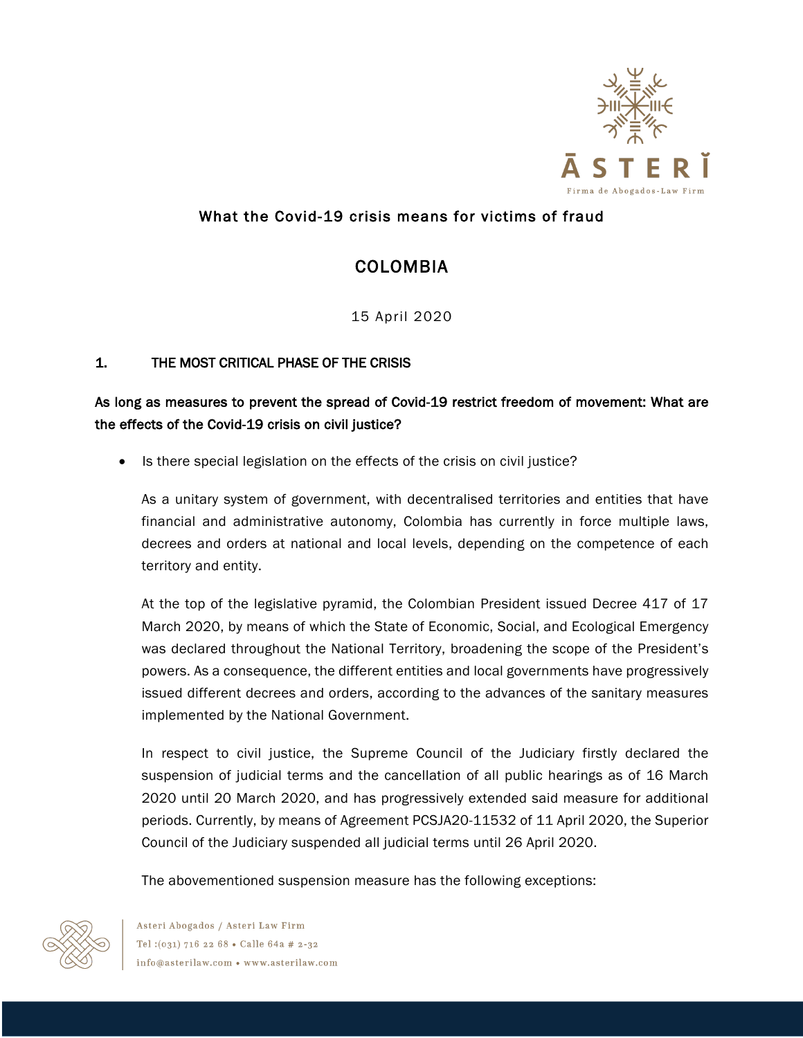## What the Covid-19 crisis means for victims of fraud

# COLOMBIA

15 April 2020

### 1. THE MOST CRITICAL PHASE OF THE CRISIS

**As long as measures to prevent the spread of Covid-19 restrict freedom of movement: What are the effects of the Covid-19 crisis on civil justice?**

- Is there special legislation on the effects of the crisis on civil justice?

  As a unitary system of government, with decentralised territories and entities that have financial and administrative autonomy, Colombia has currently in force multiple laws, decrees and orders at national and local levels, depending on the competence of each territory and entity.

  At the top of the legislative pyramid, the Colombian President issued Decree 417 of 17 March 2020, by means of which the State of Economic, Social, and Ecological Emergency was declared throughout the National Territory, broadening the scope of the President's powers. As a consequence, the different entities and local governments have progressively issued different decrees and orders, according to the advances of the sanitary measures implemented by the National Government.

  In respect to civil justice, the Supreme Council of the Judiciary firstly declared the suspension of judicial terms and the cancellation of all public hearings as of 16 March 2020 until 20 March 2020, and has progressively extended said measure for additional periods. Currently, by means of Agreement PCSJA20-11532 of 11 April 2020, the Superior Council of the Judiciary suspended all judicial terms until 26 April 2020.

  The abovementioned suspension measure has the following exceptions: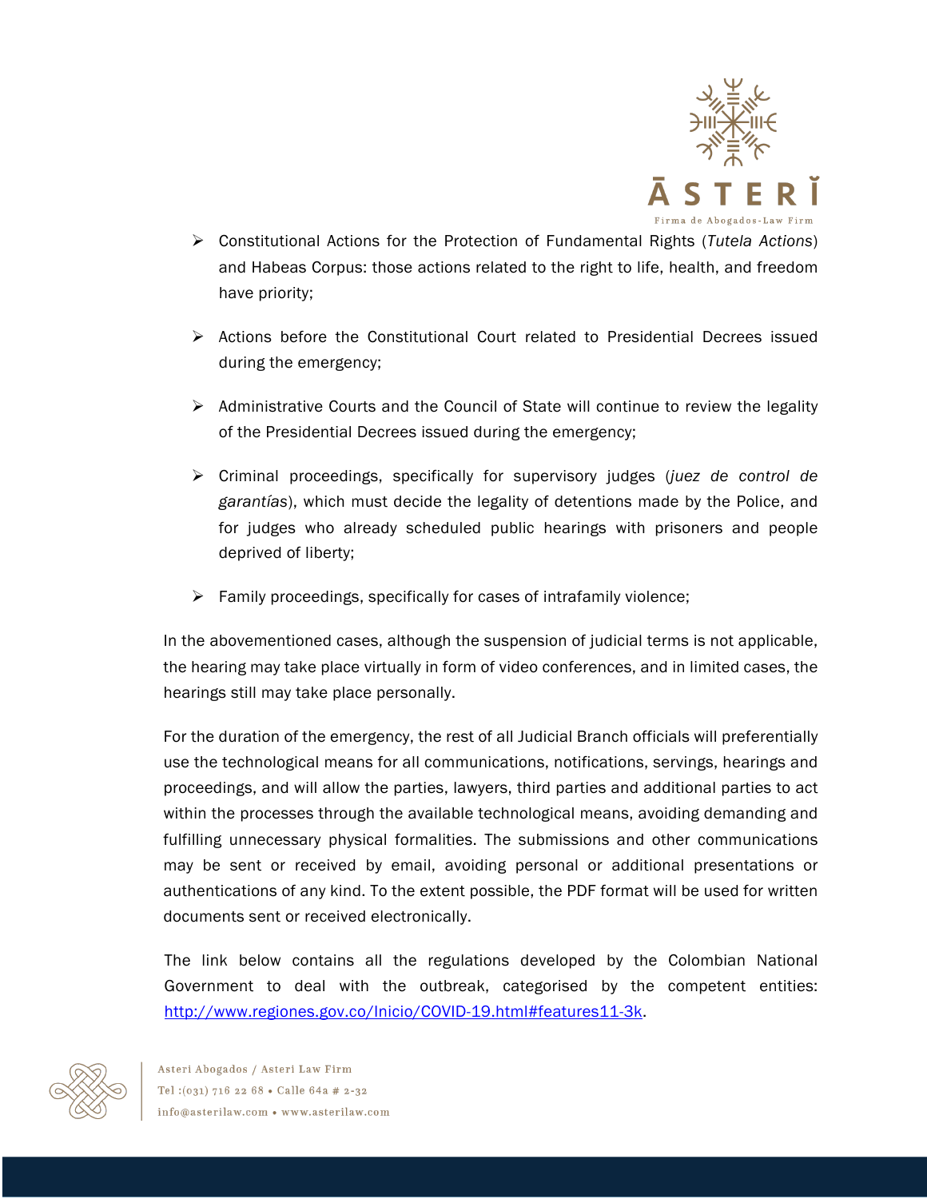- Constitutional Actions for the Protection of Fundamental Rights (*Tutela Actions*) and Habeas Corpus: those actions related to the right to life, health, and freedom have priority;

- Actions before the Constitutional Court related to Presidential Decrees issued during the emergency;

- Administrative Courts and the Council of State will continue to review the legality of the Presidential Decrees issued during the emergency;

- Criminal proceedings, specifically for supervisory judges (*juez de control de garantías*), which must decide the legality of detentions made by the Police, and for judges who already scheduled public hearings with prisoners and people deprived of liberty;

- Family proceedings, specifically for cases of intrafamily violence;

In the abovementioned cases, although the suspension of judicial terms is not applicable, the hearing may take place virtually in form of video conferences, and in limited cases, the hearings still may take place personally.

For the duration of the emergency, the rest of all Judicial Branch officials will preferentially use the technological means for all communications, notifications, servings, hearings and proceedings, and will allow the parties, lawyers, third parties and additional parties to act within the processes through the available technological means, avoiding demanding and fulfilling unnecessary physical formalities. The submissions and other communications may be sent or received by email, avoiding personal or additional presentations or authentications of any kind. To the extent possible, the PDF format will be used for written documents sent or received electronically.

The link below contains all the regulations developed by the Colombian National Government to deal with the outbreak, categorised by the competent entities: [http://www.regiones.gov.co/Inicio/COVID-19.html#features11-3k](http://www.regiones.gov.co/Inicio/COVID-19.html#features11-3k).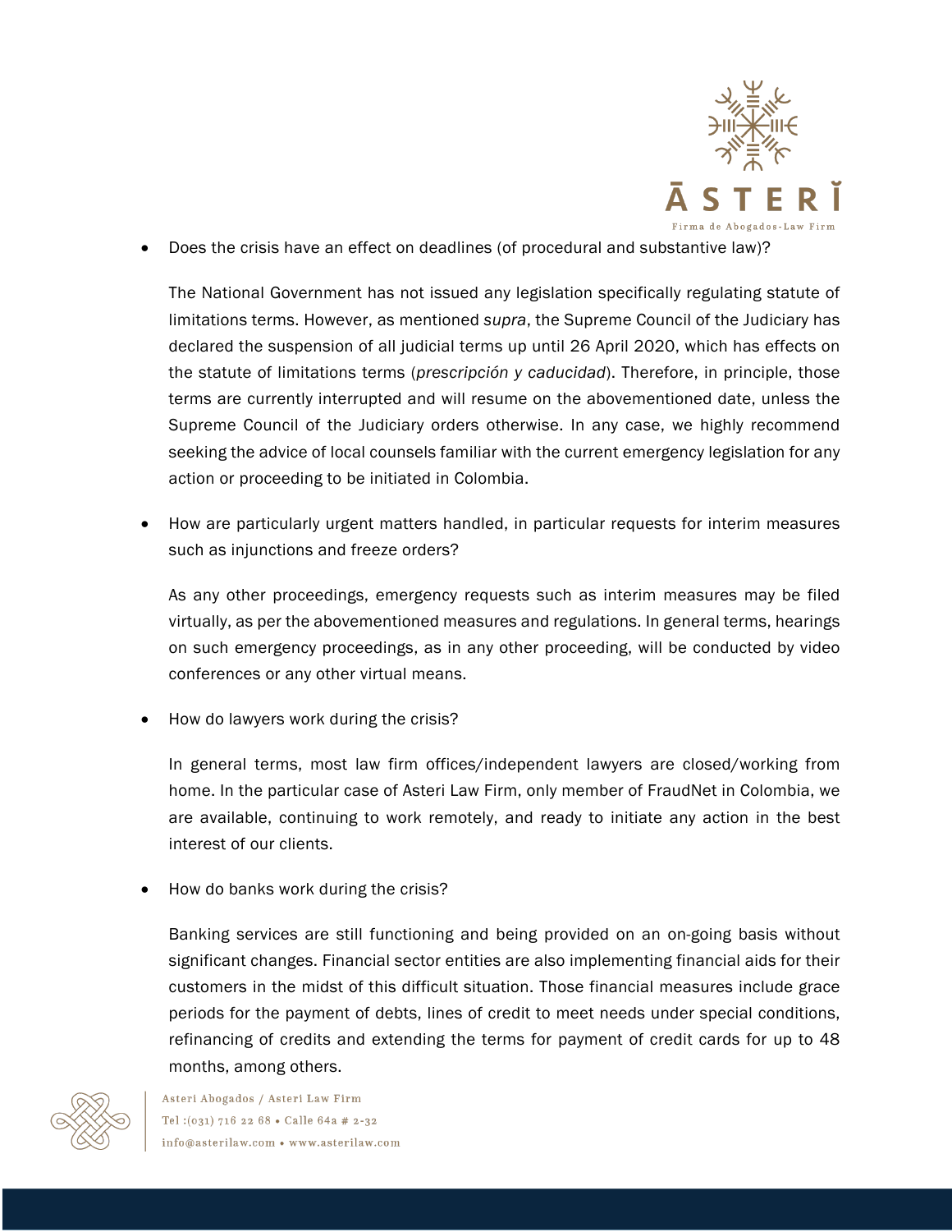- Does the crisis have an effect on deadlines (of procedural and substantive law)?

  The National Government has not issued any legislation specifically regulating statute of limitations terms. However, as mentioned *supra*, the Supreme Council of the Judiciary has declared the suspension of all judicial terms up until 26 April 2020, which has effects on the statute of limitations terms (*prescripción y caducidad*). Therefore, in principle, those terms are currently interrupted and will resume on the abovementioned date, unless the Supreme Council of the Judiciary orders otherwise. In any case, we highly recommend seeking the advice of local counsels familiar with the current emergency legislation for any action or proceeding to be initiated in Colombia.

- How are particularly urgent matters handled, in particular requests for interim measures such as injunctions and freeze orders?

  As any other proceedings, emergency requests such as interim measures may be filed virtually, as per the abovementioned measures and regulations. In general terms, hearings on such emergency proceedings, as in any other proceeding, will be conducted by video conferences or any other virtual means.

- How do lawyers work during the crisis?

  In general terms, most law firm offices/independent lawyers are closed/working from home. In the particular case of Asteri Law Firm, only member of FraudNet in Colombia, we are available, continuing to work remotely, and ready to initiate any action in the best interest of our clients.

- How do banks work during the crisis?

  Banking services are still functioning and being provided on an on-going basis without significant changes. Financial sector entities are also implementing financial aids for their customers in the midst of this difficult situation. Those financial measures include grace periods for the payment of debts, lines of credit to meet needs under special conditions, refinancing of credits and extending the terms for payment of credit cards for up to 48 months, among others.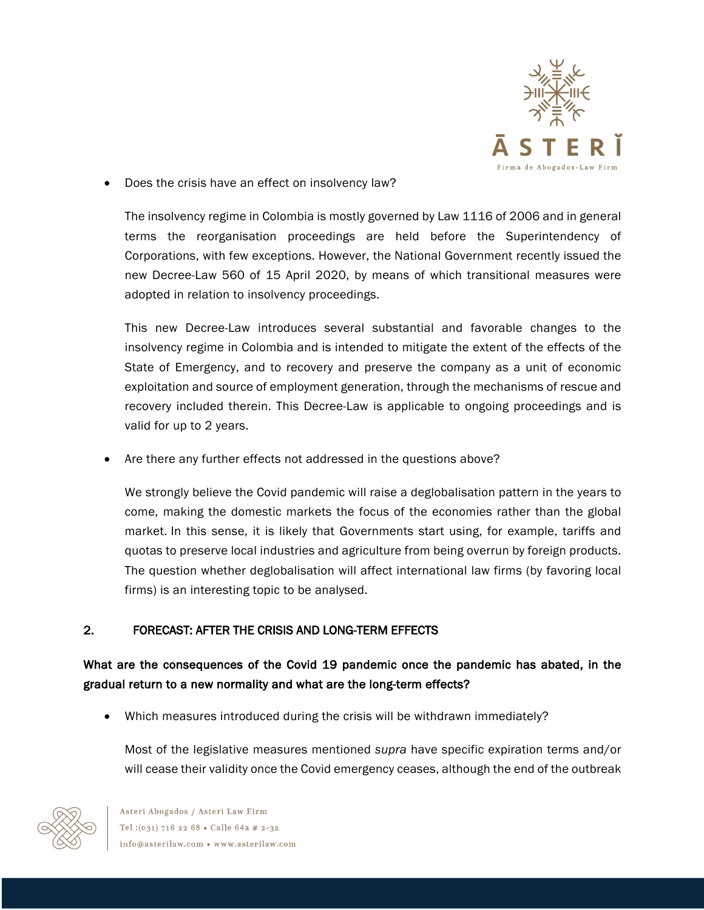- Does the crisis have an effect on insolvency law?

  The insolvency regime in Colombia is mostly governed by Law 1116 of 2006 and in general terms the reorganisation proceedings are held before the Superintendency of Corporations, with few exceptions. However, the National Government recently issued the new Decree-Law 560 of 15 April 2020, by means of which transitional measures were adopted in relation to insolvency proceedings.

  This new Decree-Law introduces several substantial and favorable changes to the insolvency regime in Colombia and is intended to mitigate the extent of the effects of the State of Emergency, and to recovery and preserve the company as a unit of economic exploitation and source of employment generation, through the mechanisms of rescue and recovery included therein. This Decree-Law is applicable to ongoing proceedings and is valid for up to 2 years.

- Are there any further effects not addressed in the questions above?

  We strongly believe the Covid pandemic will raise a deglobalisation pattern in the years to come, making the domestic markets the focus of the economies rather than the global market. In this sense, it is likely that Governments start using, for example, tariffs and quotas to preserve local industries and agriculture from being overrun by foreign products. The question whether deglobalisation will affect international law firms (by favoring local firms) is an interesting topic to be analysed.

## 2. FORECAST: AFTER THE CRISIS AND LONG-TERM EFFECTS

**What are the consequences of the Covid 19 pandemic once the pandemic has abated, in the gradual return to a new normality and what are the long-term effects?**

- Which measures introduced during the crisis will be withdrawn immediately?

  Most of the legislative measures mentioned *supra* have specific expiration terms and/or will cease their validity once the Covid emergency ceases, although the end of the outbreak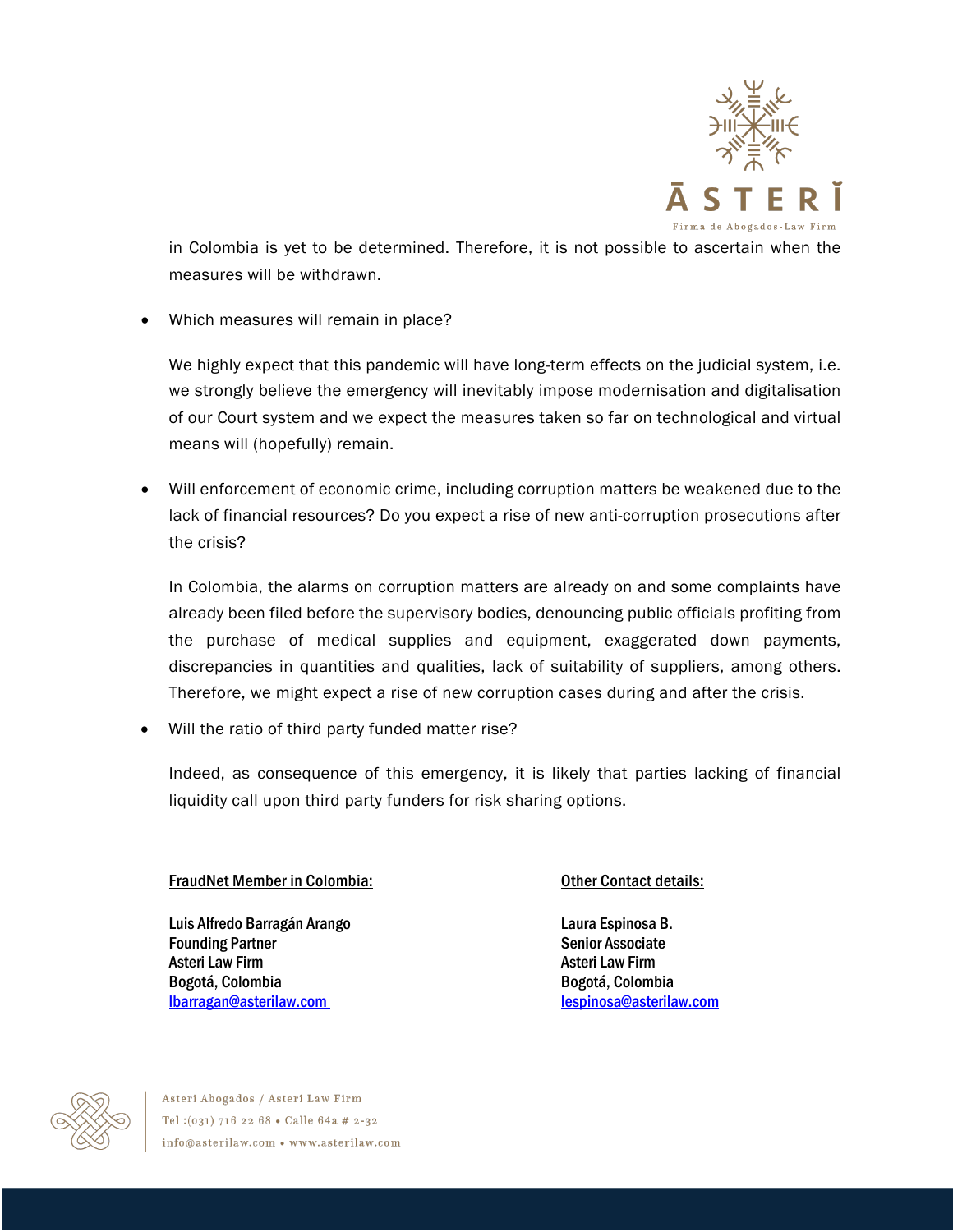in Colombia is yet to be determined. Therefore, it is not possible to ascertain when the measures will be withdrawn.

- Which measures will remain in place?

  We highly expect that this pandemic will have long-term effects on the judicial system, i.e. we strongly believe the emergency will inevitably impose modernisation and digitalisation of our Court system and we expect the measures taken so far on technological and virtual means will (hopefully) remain.

- Will enforcement of economic crime, including corruption matters be weakened due to the lack of financial resources? Do you expect a rise of new anti-corruption prosecutions after the crisis?

  In Colombia, the alarms on corruption matters are already on and some complaints have already been filed before the supervisory bodies, denouncing public officials profiting from the purchase of medical supplies and equipment, exaggerated down payments, discrepancies in quantities and qualities, lack of suitability of suppliers, among others. Therefore, we might expect a rise of new corruption cases during and after the crisis.

- Will the ratio of third party funded matter rise?

  Indeed, as consequence of this emergency, it is likely that parties lacking of financial liquidity call upon third party funders for risk sharing options.

**FraudNet Member in Colombia:**

**Luis Alfredo Barragán Arango**
**Founding Partner**
**Asteri Law Firm**
**Bogotá, Colombia**
**lbarragan@asterilaw.com**

**Other Contact details:**

**Laura Espinosa B.**
**Senior Associate**
**Asteri Law Firm**
**Bogotá, Colombia**
**lespinosa@asterilaw.com**